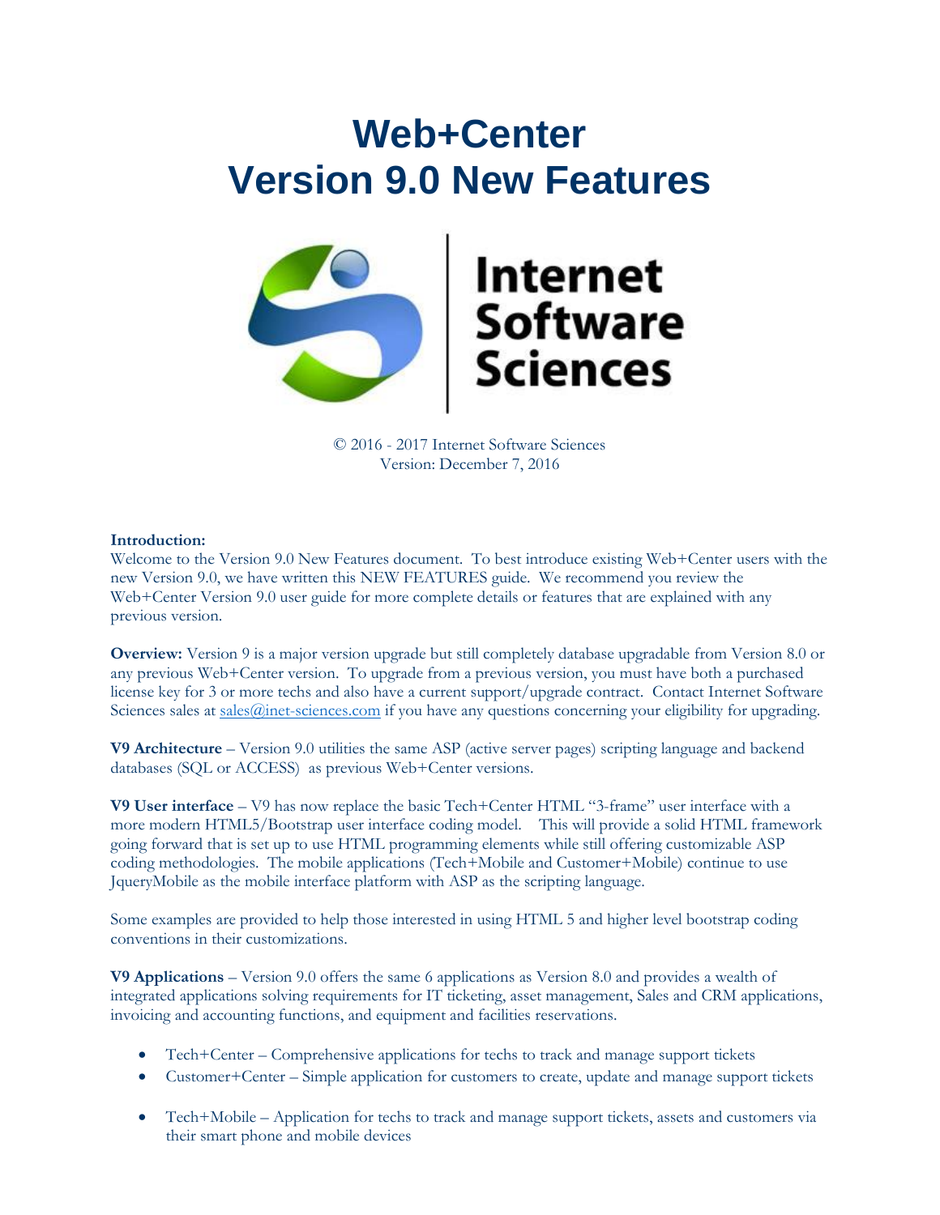# Web+Center
# Version 9.0 New Features

Internet Software Sciences

© 2016 - 2017 Internet Software Sciences
Version: December 7, 2016

**Introduction:**
Welcome to the Version 9.0 New Features document. To best introduce existing Web+Center users with the new Version 9.0, we have written this NEW FEATURES guide. We recommend you review the Web+Center Version 9.0 user guide for more complete details or features that are explained with any previous version.

**Overview:** Version 9 is a major version upgrade but still completely database upgradable from Version 8.0 or any previous Web+Center version. To upgrade from a previous version, you must have both a purchased license key for 3 or more techs and also have a current support/upgrade contract. Contact Internet Software Sciences sales at sales@inet-sciences.com if you have any questions concerning your eligibility for upgrading.

**V9 Architecture** – Version 9.0 utilities the same ASP (active server pages) scripting language and backend databases (SQL or ACCESS) as previous Web+Center versions.

**V9 User interface** – V9 has now replace the basic Tech+Center HTML "3-frame" user interface with a more modern HTML5/Bootstrap user interface coding model. This will provide a solid HTML framework going forward that is set up to use HTML programming elements while still offering customizable ASP coding methodologies. The mobile applications (Tech+Mobile and Customer+Mobile) continue to use JqueryMobile as the mobile interface platform with ASP as the scripting language.

Some examples are provided to help those interested in using HTML 5 and higher level bootstrap coding conventions in their customizations.

**V9 Applications** – Version 9.0 offers the same 6 applications as Version 8.0 and provides a wealth of integrated applications solving requirements for IT ticketing, asset management, Sales and CRM applications, invoicing and accounting functions, and equipment and facilities reservations.

- Tech+Center – Comprehensive applications for techs to track and manage support tickets
- Customer+Center – Simple application for customers to create, update and manage support tickets

- Tech+Mobile – Application for techs to track and manage support tickets, assets and customers via their smart phone and mobile devices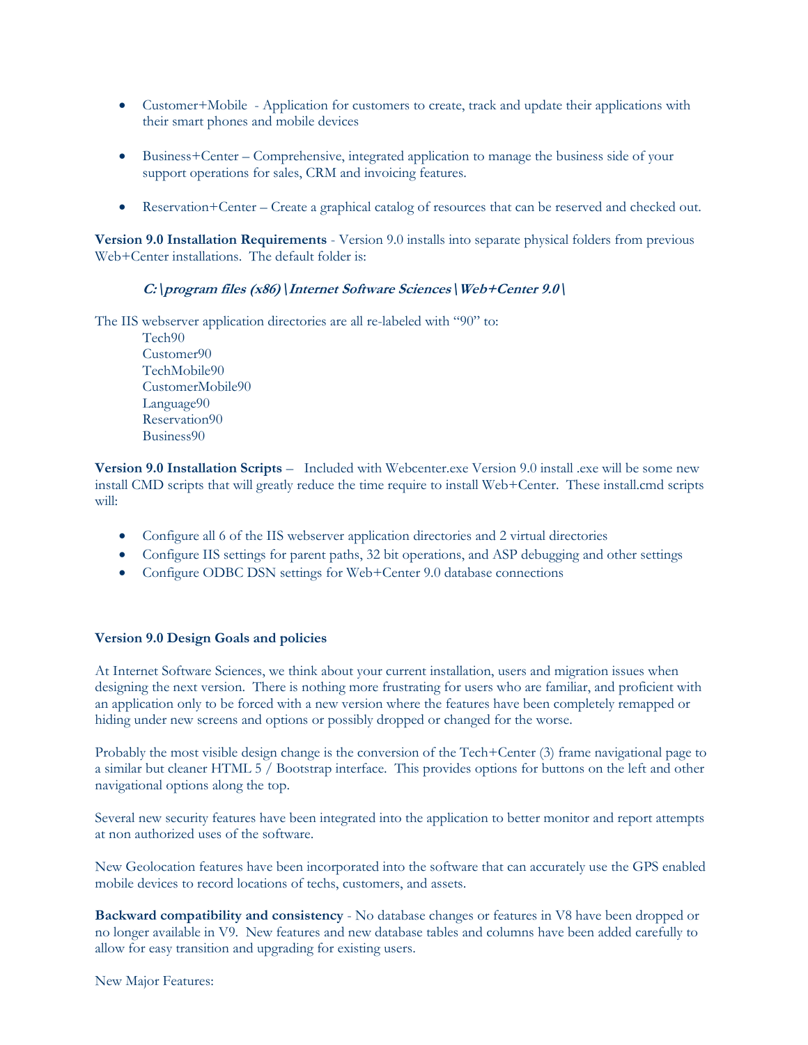- Customer+Mobile - Application for customers to create, track and update their applications with their smart phones and mobile devices

- Business+Center – Comprehensive, integrated application to manage the business side of your support operations for sales, CRM and invoicing features.

- Reservation+Center – Create a graphical catalog of resources that can be reserved and checked out.

**Version 9.0 Installation Requirements** - Version 9.0 installs into separate physical folders from previous Web+Center installations. The default folder is:

***C:\program files (x86)\Internet Software Sciences\Web+Center 9.0\***

The IIS webserver application directories are all re-labeled with "90" to:

Tech90
Customer90
TechMobile90
CustomerMobile90
Language90
Reservation90
Business90

**Version 9.0 Installation Scripts** – Included with Webcenter.exe Version 9.0 install .exe will be some new install CMD scripts that will greatly reduce the time require to install Web+Center. These install.cmd scripts will:

- Configure all 6 of the IIS webserver application directories and 2 virtual directories
- Configure IIS settings for parent paths, 32 bit operations, and ASP debugging and other settings
- Configure ODBC DSN settings for Web+Center 9.0 database connections

**Version 9.0 Design Goals and policies**

At Internet Software Sciences, we think about your current installation, users and migration issues when designing the next version. There is nothing more frustrating for users who are familiar, and proficient with an application only to be forced with a new version where the features have been completely remapped or hiding under new screens and options or possibly dropped or changed for the worse.

Probably the most visible design change is the conversion of the Tech+Center (3) frame navigational page to a similar but cleaner HTML 5 / Bootstrap interface. This provides options for buttons on the left and other navigational options along the top.

Several new security features have been integrated into the application to better monitor and report attempts at non authorized uses of the software.

New Geolocation features have been incorporated into the software that can accurately use the GPS enabled mobile devices to record locations of techs, customers, and assets.

**Backward compatibility and consistency** - No database changes or features in V8 have been dropped or no longer available in V9. New features and new database tables and columns have been added carefully to allow for easy transition and upgrading for existing users.

New Major Features: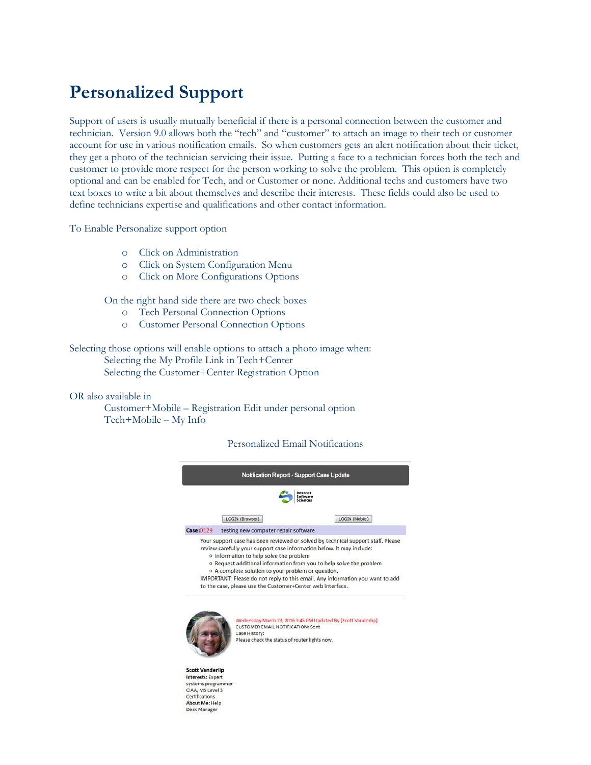# Personalized Support

Support of users is usually mutually beneficial if there is a personal connection between the customer and technician. Version 9.0 allows both the "tech" and "customer" to attach an image to their tech or customer account for use in various notification emails. So when customers gets an alert notification about their ticket, they get a photo of the technician servicing their issue. Putting a face to a technician forces both the tech and customer to provide more respect for the person working to solve the problem. This option is completely optional and can be enabled for Tech, and or Customer or none. Additional techs and customers have two text boxes to write a bit about themselves and describe their interests. These fields could also be used to define technicians expertise and qualifications and other contact information.

To Enable Personalize support option

- Click on Administration
- Click on System Configuration Menu
- Click on More Configurations Options

On the right hand side there are two check boxes

- Tech Personal Connection Options
- Customer Personal Connection Options

Selecting those options will enable options to attach a photo image when:

Selecting the My Profile Link in Tech+Center

Selecting the Customer+Center Registration Option

OR also available in

Customer+Mobile – Registration Edit under personal option

Tech+Mobile – My Info

Personalized Email Notifications

Notification Report - Support Case Update

Internet Software Sciences

LOGIN (Browser) LOGIN (Mobile)

**Case:**0129 testing new computer repair software

Your support case has been reviewed or solved by technical support staff. Please review carefully your support case information below. It may include:

- Information to help solve the problem
- Request additional information from you to help solve the problem
- A complete solution to your problem or question.

IMPORTANT: Please do not reply to this email. Any information you want to add to the case, please use the Customer+Center web interface.

Wednesday March 23, 2016 3:45 PM Updated By [Scott Vanderlip]
CUSTOMER EMAIL NOTIFICATION: Sent
Case History:
Please check the status of router lights now.

**Scott Vanderlip**
**Interests:** Expert systems programmer CIAA, MS Level 3 Certifications
**About Me:** Help Desk Manager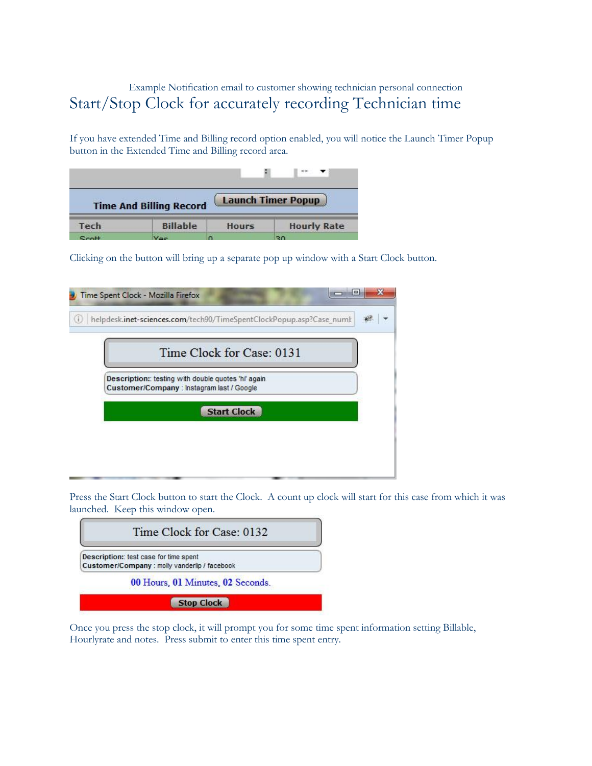Example Notification email to customer showing technician personal connection

## Start/Stop Clock for accurately recording Technician time

If you have extended Time and Billing record option enabled, you will notice the Launch Timer Popup button in the Extended Time and Billing record area.

Clicking on the button will bring up a separate pop up window with a Start Clock button.

Press the Start Clock button to start the Clock. A count up clock will start for this case from which it was launched. Keep this window open.

Once you press the stop clock, it will prompt you for some time spent information setting Billable, Hourlyrate and notes. Press submit to enter this time spent entry.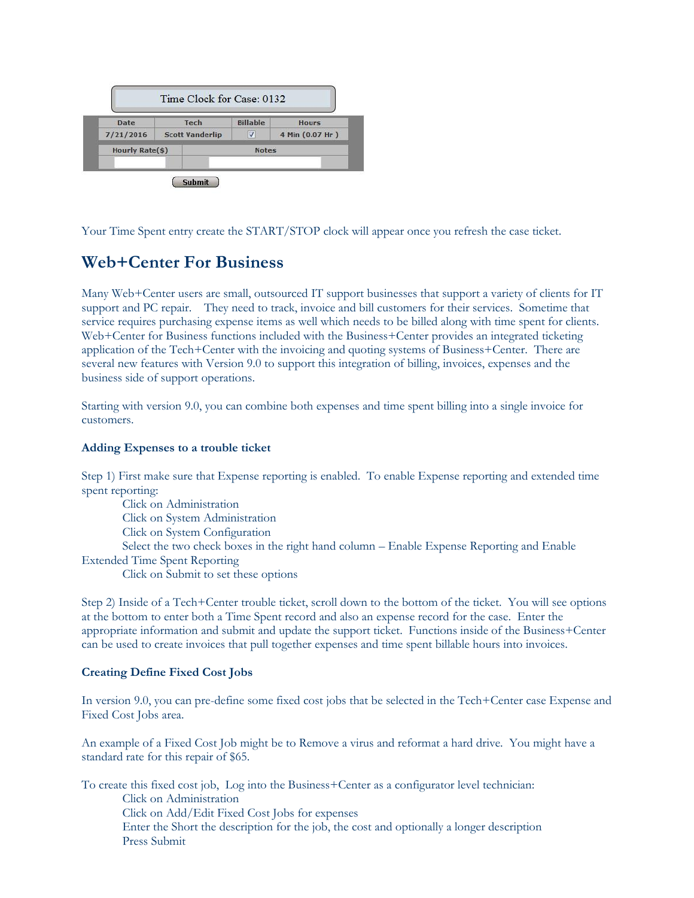**Time Clock for Case: 0132**

| Date | Tech | Billable | Hours |
| --- | --- | --- | --- |
| 7/21/2016 | Scott Vanderlip | ☑ | 4 Min (0.07 Hr ) |

| Hourly Rate($) | Notes |
| --- | --- |
| | |

Submit

Your Time Spent entry create the START/STOP clock will appear once you refresh the case ticket.

## Web+Center For Business

Many Web+Center users are small, outsourced IT support businesses that support a variety of clients for IT support and PC repair. They need to track, invoice and bill customers for their services. Sometime that service requires purchasing expense items as well which needs to be billed along with time spent for clients. Web+Center for Business functions included with the Business+Center provides an integrated ticketing application of the Tech+Center with the invoicing and quoting systems of Business+Center. There are several new features with Version 9.0 to support this integration of billing, invoices, expenses and the business side of support operations.

Starting with version 9.0, you can combine both expenses and time spent billing into a single invoice for customers.

### Adding Expenses to a trouble ticket

Step 1) First make sure that Expense reporting is enabled. To enable Expense reporting and extended time spent reporting:

- Click on Administration
- Click on System Administration
- Click on System Configuration
- Select the two check boxes in the right hand column – Enable Expense Reporting and Enable Extended Time Spent Reporting
- Click on Submit to set these options

Step 2) Inside of a Tech+Center trouble ticket, scroll down to the bottom of the ticket. You will see options at the bottom to enter both a Time Spent record and also an expense record for the case. Enter the appropriate information and submit and update the support ticket. Functions inside of the Business+Center can be used to create invoices that pull together expenses and time spent billable hours into invoices.

### Creating Define Fixed Cost Jobs

In version 9.0, you can pre-define some fixed cost jobs that be selected in the Tech+Center case Expense and Fixed Cost Jobs area.

An example of a Fixed Cost Job might be to Remove a virus and reformat a hard drive. You might have a standard rate for this repair of $65.

To create this fixed cost job, Log into the Business+Center as a configurator level technician:

- Click on Administration
- Click on Add/Edit Fixed Cost Jobs for expenses
- Enter the Short the description for the job, the cost and optionally a longer description
- Press Submit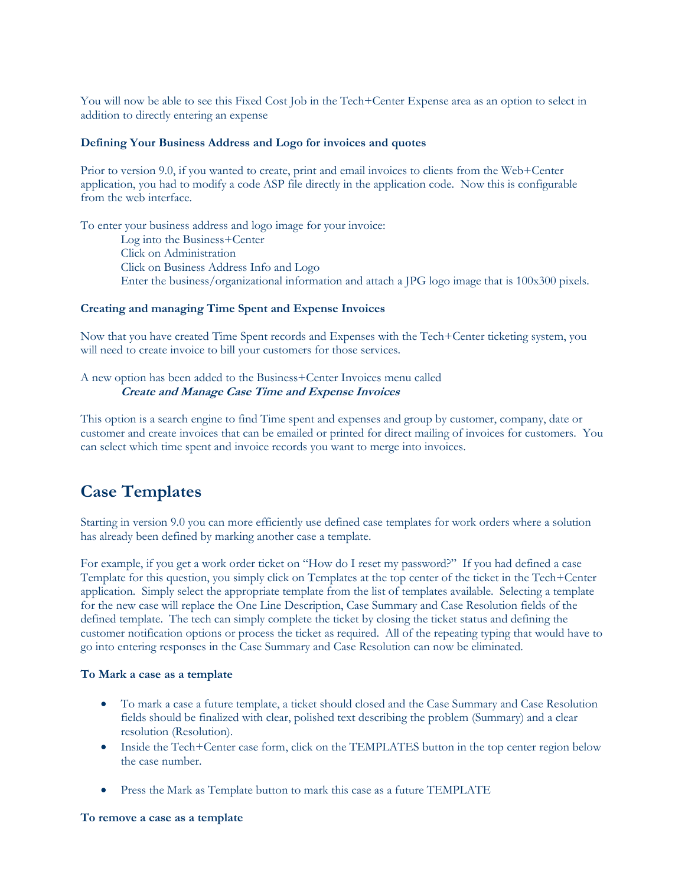You will now be able to see this Fixed Cost Job in the Tech+Center Expense area as an option to select in addition to directly entering an expense

**Defining Your Business Address and Logo for invoices and quotes**

Prior to version 9.0, if you wanted to create, print and email invoices to clients from the Web+Center application, you had to modify a code ASP file directly in the application code. Now this is configurable from the web interface.

To enter your business address and logo image for your invoice:

Log into the Business+Center
Click on Administration
Click on Business Address Info and Logo
Enter the business/organizational information and attach a JPG logo image that is 100x300 pixels.

**Creating and managing Time Spent and Expense Invoices**

Now that you have created Time Spent records and Expenses with the Tech+Center ticketing system, you will need to create invoice to bill your customers for those services.

A new option has been added to the Business+Center Invoices menu called
***Create and Manage Case Time and Expense Invoices***

This option is a search engine to find Time spent and expenses and group by customer, company, date or customer and create invoices that can be emailed or printed for direct mailing of invoices for customers. You can select which time spent and invoice records you want to merge into invoices.

## Case Templates

Starting in version 9.0 you can more efficiently use defined case templates for work orders where a solution has already been defined by marking another case a template.

For example, if you get a work order ticket on "How do I reset my password?" If you had defined a case Template for this question, you simply click on Templates at the top center of the ticket in the Tech+Center application. Simply select the appropriate template from the list of templates available. Selecting a template for the new case will replace the One Line Description, Case Summary and Case Resolution fields of the defined template. The tech can simply complete the ticket by closing the ticket status and defining the customer notification options or process the ticket as required. All of the repeating typing that would have to go into entering responses in the Case Summary and Case Resolution can now be eliminated.

**To Mark a case as a template**

- To mark a case a future template, a ticket should closed and the Case Summary and Case Resolution fields should be finalized with clear, polished text describing the problem (Summary) and a clear resolution (Resolution).
- Inside the Tech+Center case form, click on the TEMPLATES button in the top center region below the case number.
- Press the Mark as Template button to mark this case as a future TEMPLATE

**To remove a case as a template**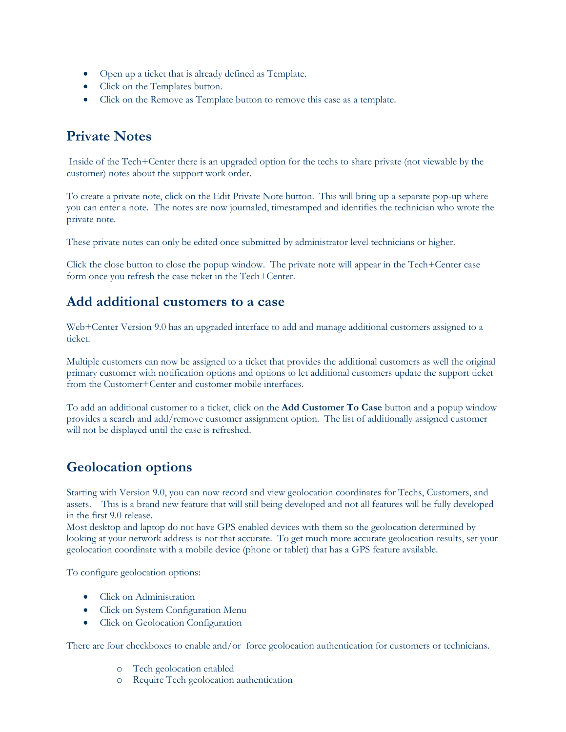- Open up a ticket that is already defined as Template.
- Click on the Templates button.
- Click on the Remove as Template button to remove this case as a template.

## Private Notes

Inside of the Tech+Center there is an upgraded option for the techs to share private (not viewable by the customer) notes about the support work order.

To create a private note, click on the Edit Private Note button. This will bring up a separate pop-up where you can enter a note. The notes are now journaled, timestamped and identifies the technician who wrote the private note.

These private notes can only be edited once submitted by administrator level technicians or higher.

Click the close button to close the popup window. The private note will appear in the Tech+Center case form once you refresh the case ticket in the Tech+Center.

## Add additional customers to a case

Web+Center Version 9.0 has an upgraded interface to add and manage additional customers assigned to a ticket.

Multiple customers can now be assigned to a ticket that provides the additional customers as well the original primary customer with notification options and options to let additional customers update the support ticket from the Customer+Center and customer mobile interfaces.

To add an additional customer to a ticket, click on the **Add Customer To Case** button and a popup window provides a search and add/remove customer assignment option. The list of additionally assigned customer will not be displayed until the case is refreshed.

## Geolocation options

Starting with Version 9.0, you can now record and view geolocation coordinates for Techs, Customers, and assets. This is a brand new feature that will still being developed and not all features will be fully developed in the first 9.0 release.
Most desktop and laptop do not have GPS enabled devices with them so the geolocation determined by looking at your network address is not that accurate. To get much more accurate geolocation results, set your geolocation coordinate with a mobile device (phone or tablet) that has a GPS feature available.

To configure geolocation options:

- Click on Administration
- Click on System Configuration Menu
- Click on Geolocation Configuration

There are four checkboxes to enable and/or force geolocation authentication for customers or technicians.

  - Tech geolocation enabled
  - Require Tech geolocation authentication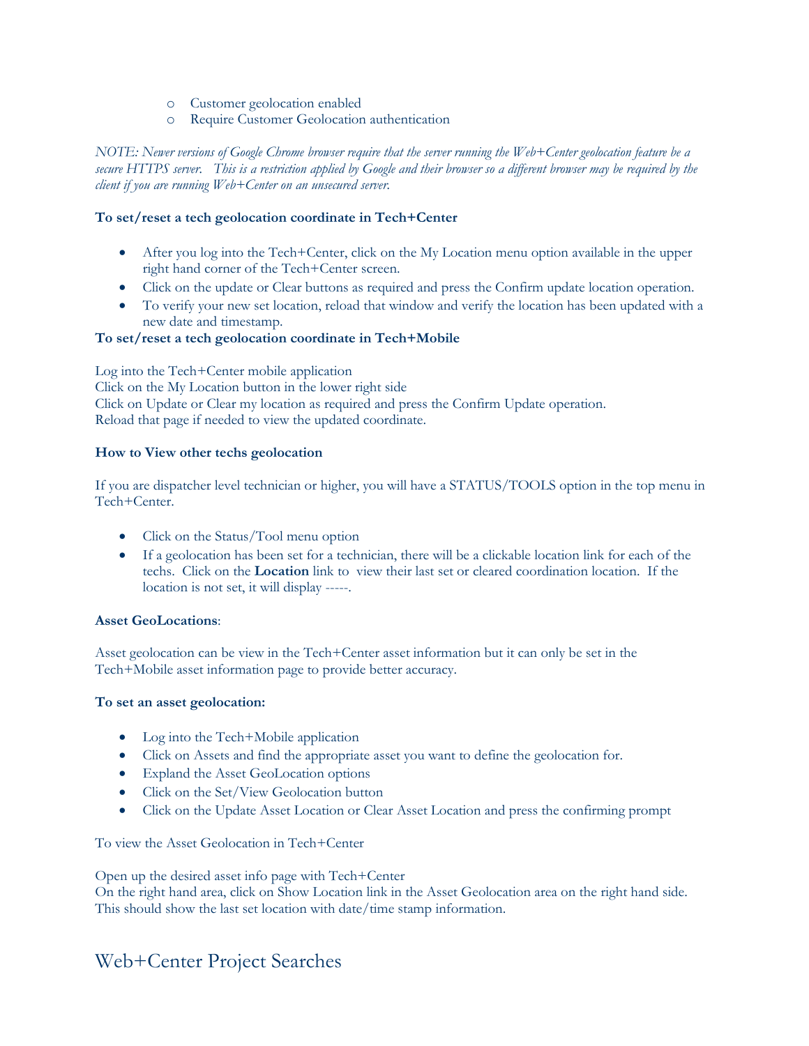- Customer geolocation enabled
- Require Customer Geolocation authentication

*NOTE: Newer versions of Google Chrome browser require that the server running the Web+Center geolocation feature be a secure HTTPS server. This is a restriction applied by Google and their browser so a different browser may be required by the client if you are running Web+Center on an unsecured server.*

**To set/reset a tech geolocation coordinate in Tech+Center**

- After you log into the Tech+Center, click on the My Location menu option available in the upper right hand corner of the Tech+Center screen.
- Click on the update or Clear buttons as required and press the Confirm update location operation.
- To verify your new set location, reload that window and verify the location has been updated with a new date and timestamp.

**To set/reset a tech geolocation coordinate in Tech+Mobile**

Log into the Tech+Center mobile application
Click on the My Location button in the lower right side
Click on Update or Clear my location as required and press the Confirm Update operation.
Reload that page if needed to view the updated coordinate.

**How to View other techs geolocation**

If you are dispatcher level technician or higher, you will have a STATUS/TOOLS option in the top menu in Tech+Center.

- Click on the Status/Tool menu option
- If a geolocation has been set for a technician, there will be a clickable location link for each of the techs. Click on the **Location** link to view their last set or cleared coordination location. If the location is not set, it will display -----.

**Asset GeoLocations**:

Asset geolocation can be view in the Tech+Center asset information but it can only be set in the Tech+Mobile asset information page to provide better accuracy.

**To set an asset geolocation:**

- Log into the Tech+Mobile application
- Click on Assets and find the appropriate asset you want to define the geolocation for.
- Expland the Asset GeoLocation options
- Click on the Set/View Geolocation button
- Click on the Update Asset Location or Clear Asset Location and press the confirming prompt

To view the Asset Geolocation in Tech+Center

Open up the desired asset info page with Tech+Center
On the right hand area, click on Show Location link in the Asset Geolocation area on the right hand side.
This should show the last set location with date/time stamp information.

# Web+Center Project Searches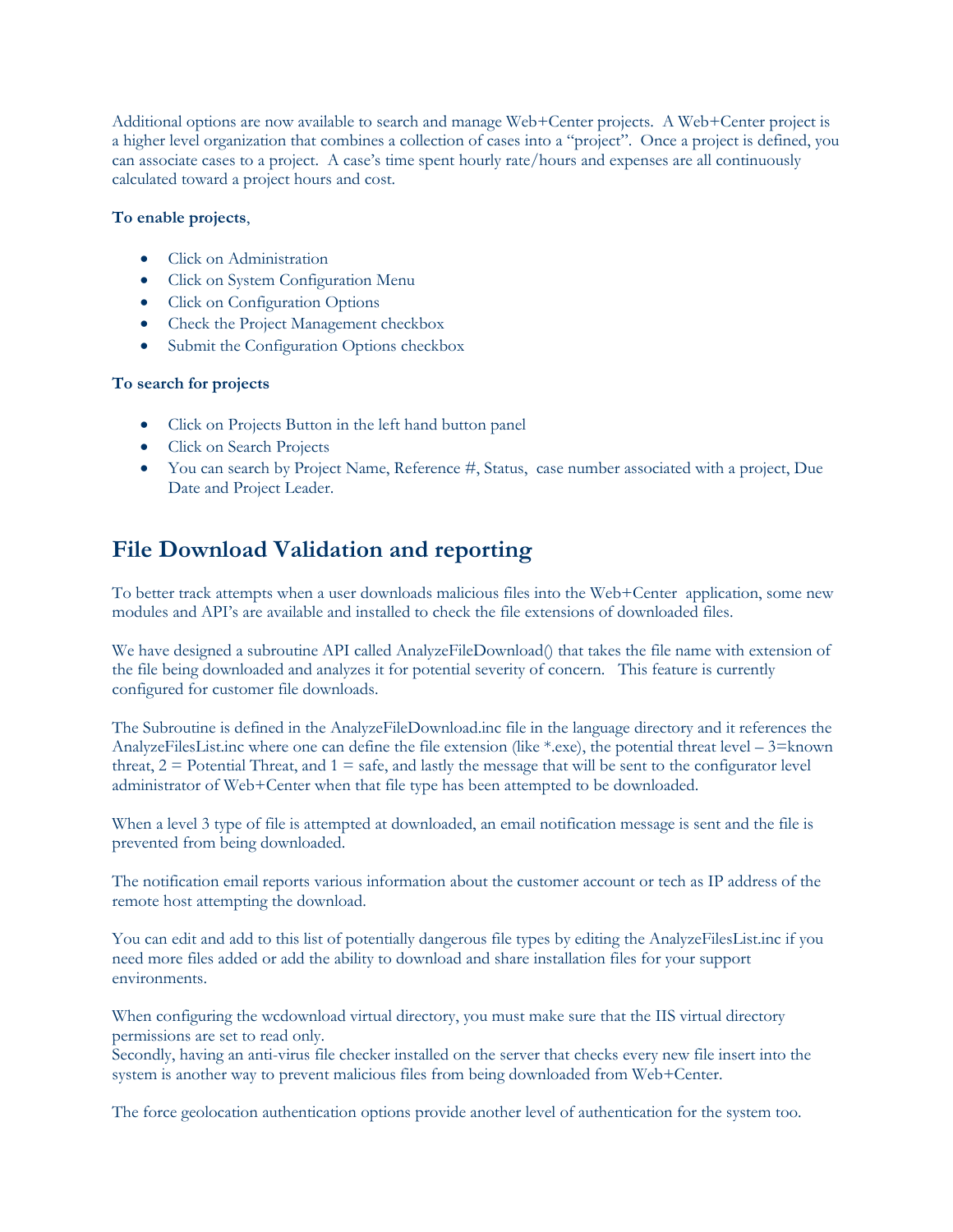Additional options are now available to search and manage Web+Center projects. A Web+Center project is a higher level organization that combines a collection of cases into a "project". Once a project is defined, you can associate cases to a project. A case's time spent hourly rate/hours and expenses are all continuously calculated toward a project hours and cost.

**To enable projects**,

- Click on Administration
- Click on System Configuration Menu
- Click on Configuration Options
- Check the Project Management checkbox
- Submit the Configuration Options checkbox

**To search for projects**

- Click on Projects Button in the left hand button panel
- Click on Search Projects
- You can search by Project Name, Reference #, Status, case number associated with a project, Due Date and Project Leader.

## File Download Validation and reporting

To better track attempts when a user downloads malicious files into the Web+Center application, some new modules and API's are available and installed to check the file extensions of downloaded files.

We have designed a subroutine API called AnalyzeFileDownload() that takes the file name with extension of the file being downloaded and analyzes it for potential severity of concern. This feature is currently configured for customer file downloads.

The Subroutine is defined in the AnalyzeFileDownload.inc file in the language directory and it references the AnalyzeFilesList.inc where one can define the file extension (like *.exe), the potential threat level – 3=known threat, 2 = Potential Threat, and 1 = safe, and lastly the message that will be sent to the configurator level administrator of Web+Center when that file type has been attempted to be downloaded.

When a level 3 type of file is attempted at downloaded, an email notification message is sent and the file is prevented from being downloaded.

The notification email reports various information about the customer account or tech as IP address of the remote host attempting the download.

You can edit and add to this list of potentially dangerous file types by editing the AnalyzeFilesList.inc if you need more files added or add the ability to download and share installation files for your support environments.

When configuring the wcdownload virtual directory, you must make sure that the IIS virtual directory permissions are set to read only.
Secondly, having an anti-virus file checker installed on the server that checks every new file insert into the system is another way to prevent malicious files from being downloaded from Web+Center.

The force geolocation authentication options provide another level of authentication for the system too.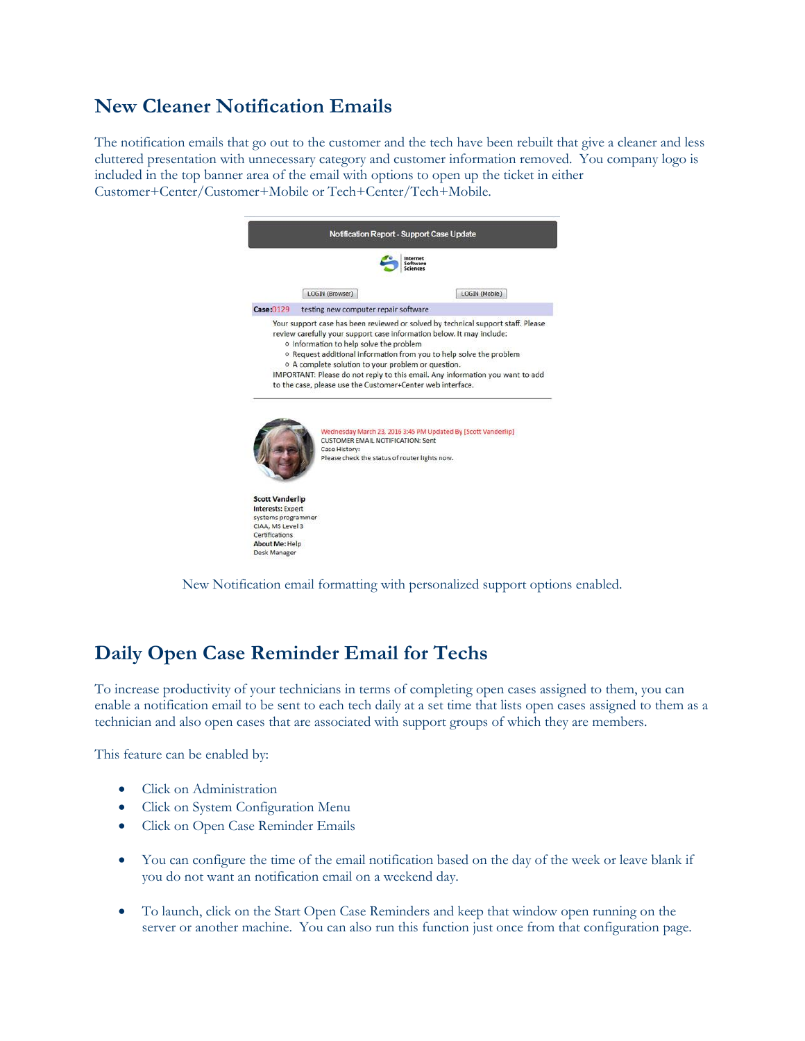## New Cleaner Notification Emails

The notification emails that go out to the customer and the tech have been rebuilt that give a cleaner and less cluttered presentation with unnecessary category and customer information removed. You company logo is included in the top banner area of the email with options to open up the ticket in either Customer+Center/Customer+Mobile or Tech+Center/Tech+Mobile.

New Notification email formatting with personalized support options enabled.

## Daily Open Case Reminder Email for Techs

To increase productivity of your technicians in terms of completing open cases assigned to them, you can enable a notification email to be sent to each tech daily at a set time that lists open cases assigned to them as a technician and also open cases that are associated with support groups of which they are members.

This feature can be enabled by:

- Click on Administration
- Click on System Configuration Menu
- Click on Open Case Reminder Emails

- You can configure the time of the email notification based on the day of the week or leave blank if you do not want an notification email on a weekend day.

- To launch, click on the Start Open Case Reminders and keep that window open running on the server or another machine. You can also run this function just once from that configuration page.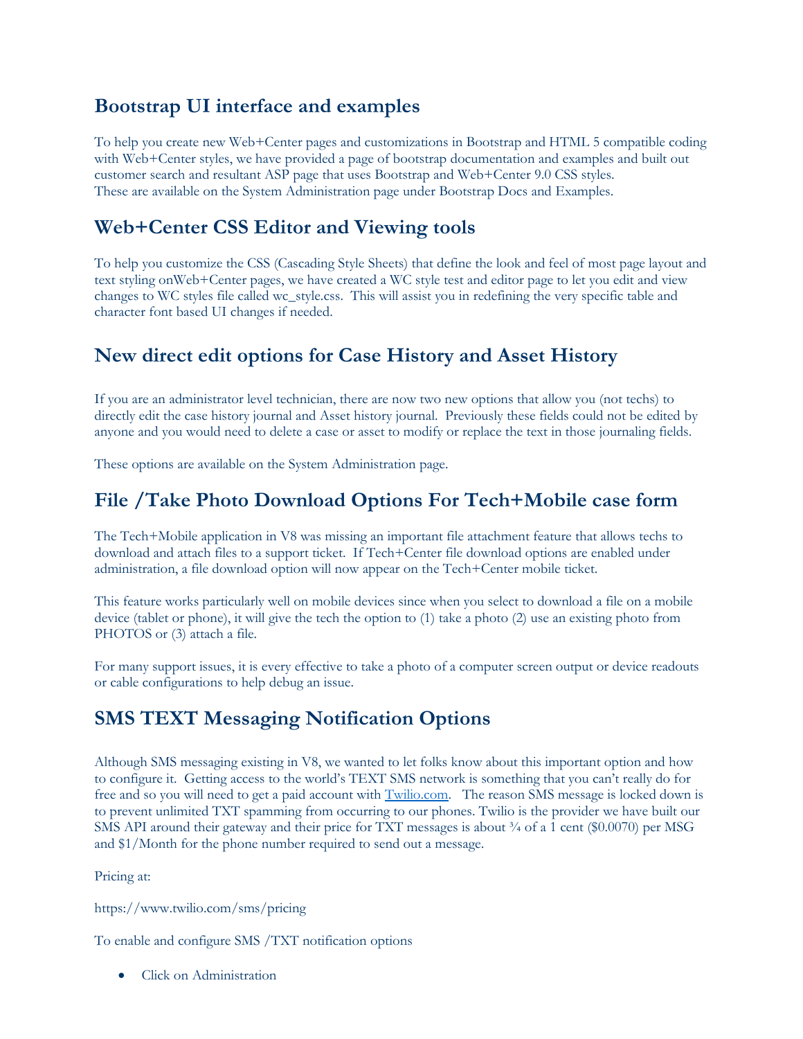## Bootstrap UI interface and examples

To help you create new Web+Center pages and customizations in Bootstrap and HTML 5 compatible coding with Web+Center styles, we have provided a page of bootstrap documentation and examples and built out customer search and resultant ASP page that uses Bootstrap and Web+Center 9.0 CSS styles.
These are available on the System Administration page under Bootstrap Docs and Examples.

## Web+Center CSS Editor and Viewing tools

To help you customize the CSS (Cascading Style Sheets) that define the look and feel of most page layout and text styling onWeb+Center pages, we have created a WC style test and editor page to let you edit and view changes to WC styles file called wc_style.css. This will assist you in redefining the very specific table and character font based UI changes if needed.

## New direct edit options for Case History and Asset History

If you are an administrator level technician, there are now two new options that allow you (not techs) to directly edit the case history journal and Asset history journal. Previously these fields could not be edited by anyone and you would need to delete a case or asset to modify or replace the text in those journaling fields.

These options are available on the System Administration page.

## File /Take Photo Download Options For Tech+Mobile case form

The Tech+Mobile application in V8 was missing an important file attachment feature that allows techs to download and attach files to a support ticket. If Tech+Center file download options are enabled under administration, a file download option will now appear on the Tech+Center mobile ticket.

This feature works particularly well on mobile devices since when you select to download a file on a mobile device (tablet or phone), it will give the tech the option to (1) take a photo (2) use an existing photo from PHOTOS or (3) attach a file.

For many support issues, it is every effective to take a photo of a computer screen output or device readouts or cable configurations to help debug an issue.

## SMS TEXT Messaging Notification Options

Although SMS messaging existing in V8, we wanted to let folks know about this important option and how to configure it. Getting access to the world's TEXT SMS network is something that you can't really do for free and so you will need to get a paid account with [Twilio.com](Twilio.com). The reason SMS message is locked down is to prevent unlimited TXT spamming from occurring to our phones. Twilio is the provider we have built our SMS API around their gateway and their price for TXT messages is about ¾ of a 1 cent ($0.0070) per MSG and $1/Month for the phone number required to send out a message.

Pricing at:

https://www.twilio.com/sms/pricing

To enable and configure SMS /TXT notification options

- Click on Administration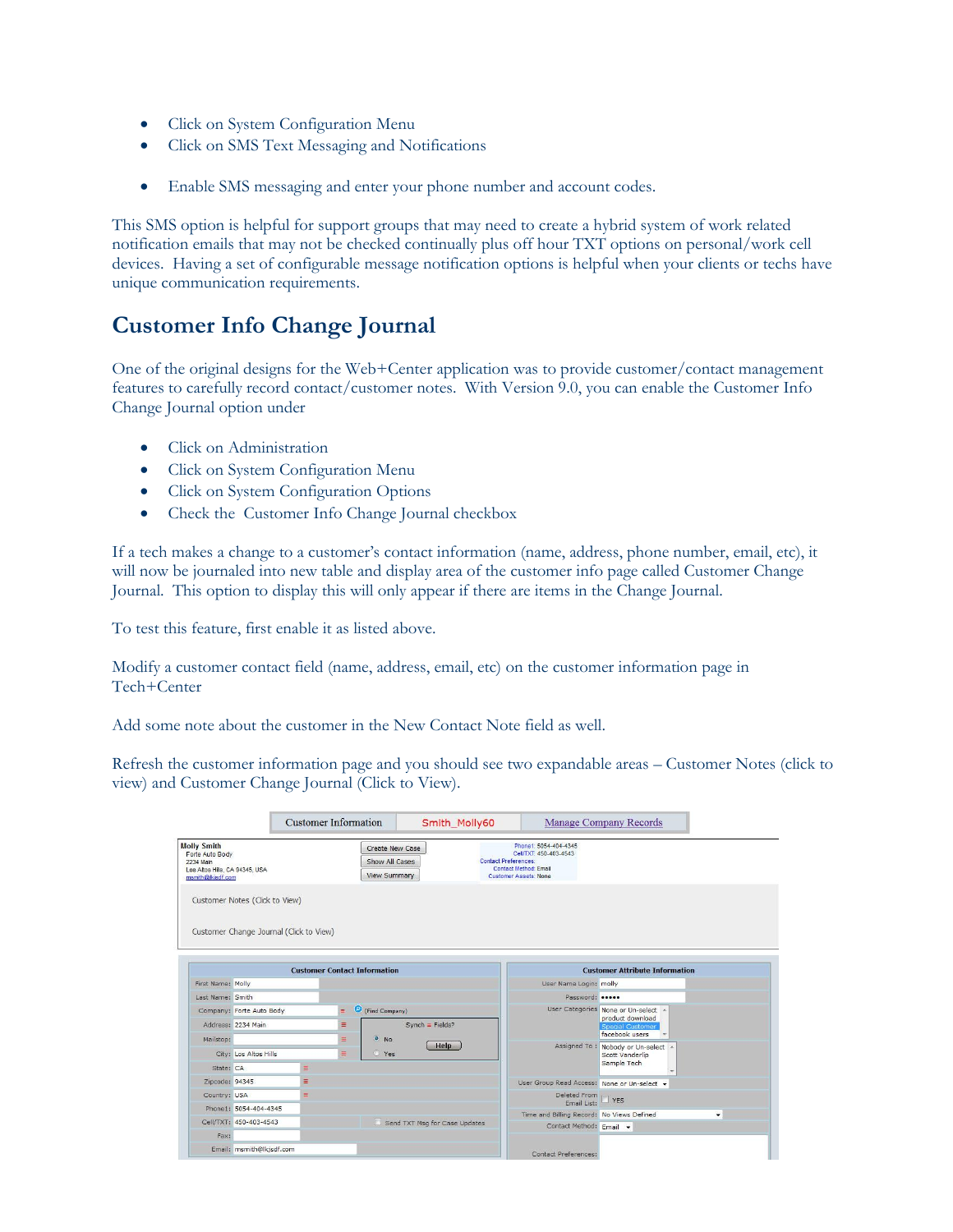- Click on System Configuration Menu
- Click on SMS Text Messaging and Notifications

- Enable SMS messaging and enter your phone number and account codes.

This SMS option is helpful for support groups that may need to create a hybrid system of work related notification emails that may not be checked continually plus off hour TXT options on personal/work cell devices. Having a set of configurable message notification options is helpful when your clients or techs have unique communication requirements.

## Customer Info Change Journal

One of the original designs for the Web+Center application was to provide customer/contact management features to carefully record contact/customer notes. With Version 9.0, you can enable the Customer Info Change Journal option under

- Click on Administration
- Click on System Configuration Menu
- Click on System Configuration Options
- Check the Customer Info Change Journal checkbox

If a tech makes a change to a customer's contact information (name, address, phone number, email, etc), it will now be journaled into new table and display area of the customer info page called Customer Change Journal. This option to display this will only appear if there are items in the Change Journal.

To test this feature, first enable it as listed above.

Modify a customer contact field (name, address, email, etc) on the customer information page in Tech+Center

Add some note about the customer in the New Contact Note field as well.

Refresh the customer information page and you should see two expandable areas – Customer Notes (click to view) and Customer Change Journal (Click to View).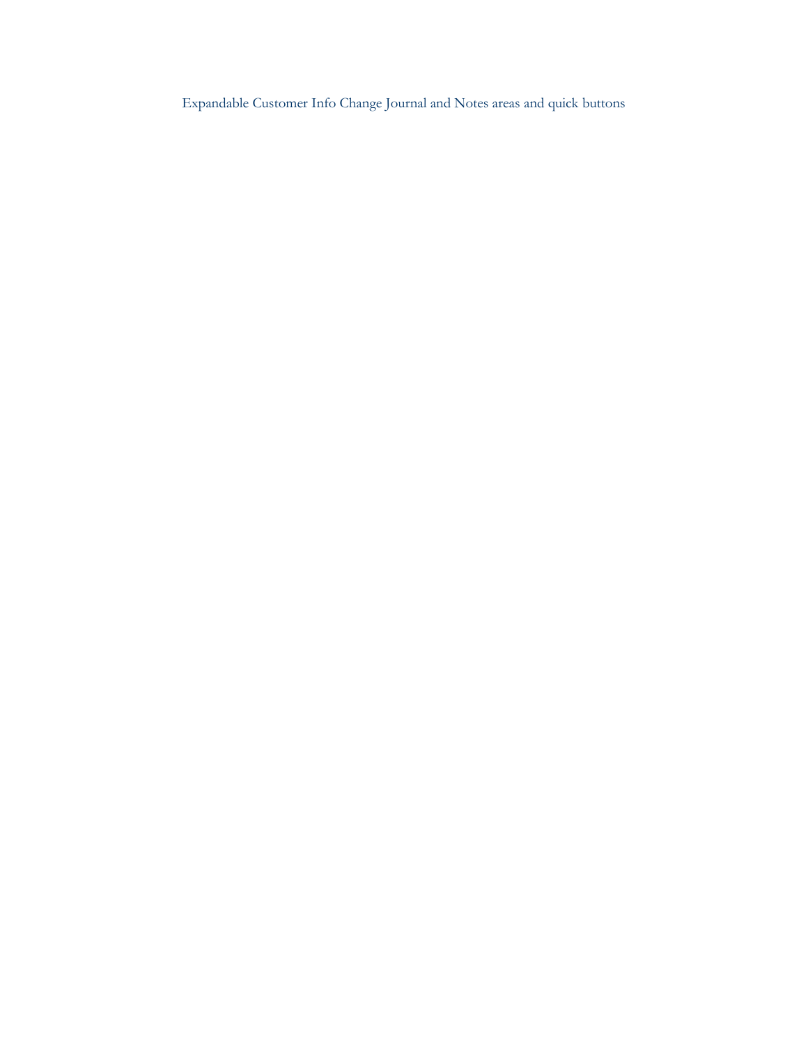Expandable Customer Info Change Journal and Notes areas and quick buttons